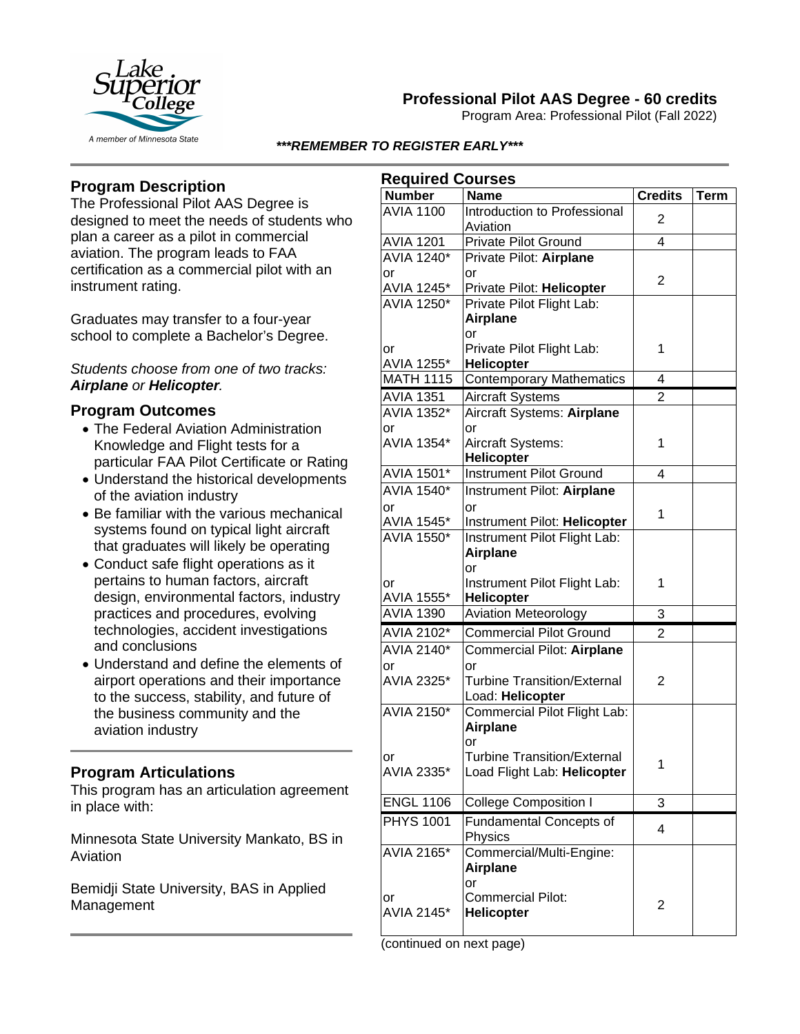# Professional Pilot AAS Degree - 60 credits

Program Area: Professional Pilot (Fall 2022)

***REMEMBER TO REGISTER EARLY***

## Program Description

The Professional Pilot AAS Degree is designed to meet the needs of students who plan a career as a pilot in commercial aviation. The program leads to FAA certification as a commercial pilot with an instrument rating.

Graduates may transfer to a four-year school to complete a Bachelor's Degree.

*Students choose from one of two tracks:* ***Airplane*** *or* ***Helicopter****.*

## Program Outcomes

- The Federal Aviation Administration Knowledge and Flight tests for a particular FAA Pilot Certificate or Rating
- Understand the historical developments of the aviation industry
- Be familiar with the various mechanical systems found on typical light aircraft that graduates will likely be operating
- Conduct safe flight operations as it pertains to human factors, aircraft design, environmental factors, industry practices and procedures, evolving technologies, accident investigations and conclusions
- Understand and define the elements of airport operations and their importance to the success, stability, and future of the business community and the aviation industry

## Program Articulations

This program has an articulation agreement in place with:

Minnesota State University Mankato, BS in Aviation

Bemidji State University, BAS in Applied Management

## Required Courses

| Number | Name | Credits | Term |
|---|---|---|---|
| AVIA 1100 | Introduction to Professional Aviation | 2 | |
| AVIA 1201 | Private Pilot Ground | 4 | |
| AVIA 1240* or AVIA 1245* | Private Pilot: **Airplane** or Private Pilot: **Helicopter** | 2 | |
| AVIA 1250* or AVIA 1255* | Private Pilot Flight Lab: **Airplane** or Private Pilot Flight Lab: **Helicopter** | 1 | |
| MATH 1115 | Contemporary Mathematics | 4 | |
| AVIA 1351 | Aircraft Systems | 2 | |
| AVIA 1352* or AVIA 1354* | Aircraft Systems: **Airplane** or Aircraft Systems: **Helicopter** | 1 | |
| AVIA 1501* | Instrument Pilot Ground | 4 | |
| AVIA 1540* or AVIA 1545* | Instrument Pilot: **Airplane** or Instrument Pilot: **Helicopter** | 1 | |
| AVIA 1550* or AVIA 1555* | Instrument Pilot Flight Lab: **Airplane** or Instrument Pilot Flight Lab: **Helicopter** | 1 | |
| AVIA 1390 | Aviation Meteorology | 3 | |
| AVIA 2102* | Commercial Pilot Ground | 2 | |
| AVIA 2140* or AVIA 2325* | Commercial Pilot: **Airplane** or Turbine Transition/External Load: **Helicopter** | 2 | |
| AVIA 2150* or AVIA 2335* | Commercial Pilot Flight Lab: **Airplane** or Turbine Transition/External Load Flight Lab: **Helicopter** | 1 | |
| ENGL 1106 | College Composition I | 3 | |
| PHYS 1001 | Fundamental Concepts of Physics | 4 | |
| AVIA 2165* or AVIA 2145* | Commercial/Multi-Engine: **Airplane** or Commercial Pilot: **Helicopter** | 2 | |

(continued on next page)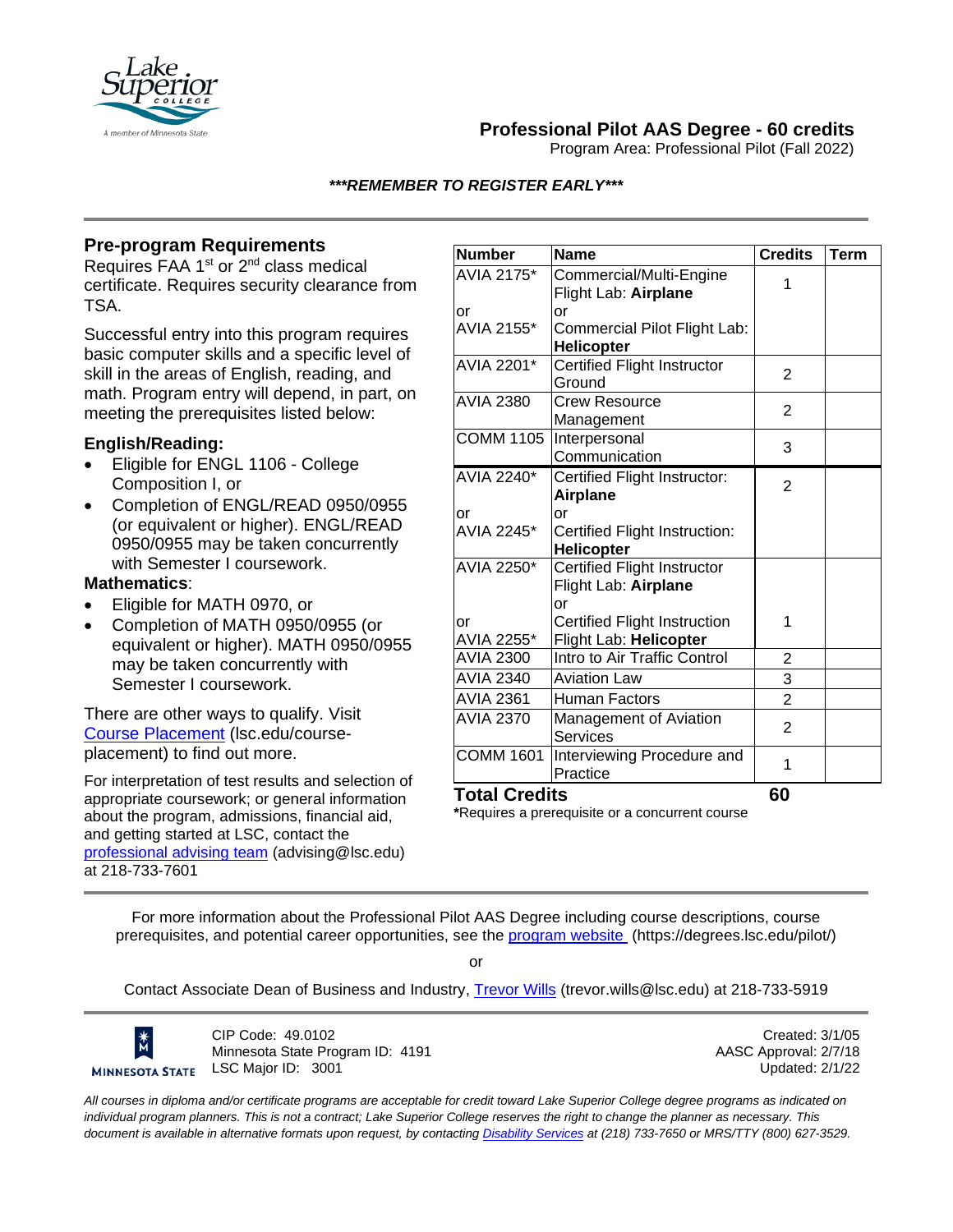## Professional Pilot AAS Degree - 60 credits

Program Area: Professional Pilot (Fall 2022)

***REMEMBER TO REGISTER EARLY***

### Pre-program Requirements

Requires FAA 1st or 2nd class medical certificate. Requires security clearance from TSA.

Successful entry into this program requires basic computer skills and a specific level of skill in the areas of English, reading, and math. Program entry will depend, in part, on meeting the prerequisites listed below:

**English/Reading:**

- Eligible for ENGL 1106 - College Composition I, or
- Completion of ENGL/READ 0950/0955 (or equivalent or higher). ENGL/READ 0950/0955 may be taken concurrently with Semester I coursework.

**Mathematics**:

- Eligible for MATH 0970, or
- Completion of MATH 0950/0955 (or equivalent or higher). MATH 0950/0955 may be taken concurrently with Semester I coursework.

There are other ways to qualify. Visit Course Placement (lsc.edu/course-placement) to find out more.

For interpretation of test results and selection of appropriate coursework; or general information about the program, admissions, financial aid, and getting started at LSC, contact the professional advising team (advising@lsc.edu) at 218-733-7601

| Number | Name | Credits | Term |
|---|---|---|---|
| AVIA 2175* or AVIA 2155* | Commercial/Multi-Engine Flight Lab: **Airplane** or Commercial Pilot Flight Lab: **Helicopter** | 1 | |
| AVIA 2201* | Certified Flight Instructor Ground | 2 | |
| AVIA 2380 | Crew Resource Management | 2 | |
| COMM 1105 | Interpersonal Communication | 3 | |
| AVIA 2240* or AVIA 2245* | Certified Flight Instructor: **Airplane** or Certified Flight Instruction: **Helicopter** | 2 | |
| AVIA 2250* or AVIA 2255* | Certified Flight Instructor Flight Lab: **Airplane** or Certified Flight Instruction Flight Lab: **Helicopter** | 1 | |
| AVIA 2300 | Intro to Air Traffic Control | 2 | |
| AVIA 2340 | Aviation Law | 3 | |
| AVIA 2361 | Human Factors | 2 | |
| AVIA 2370 | Management of Aviation Services | 2 | |
| COMM 1601 | Interviewing Procedure and Practice | 1 | |
| **Total Credits** | | **60** | |

***Requires a prerequisite or a concurrent course**

For more information about the Professional Pilot AAS Degree including course descriptions, course prerequisites, and potential career opportunities, see the program website (https://degrees.lsc.edu/pilot/)

or

Contact Associate Dean of Business and Industry, Trevor Wills (trevor.wills@lsc.edu) at 218-733-5919

CIP Code: 49.0102
Minnesota State Program ID: 4191
LSC Major ID: 3001

Created: 3/1/05
AASC Approval: 2/7/18
Updated: 2/1/22

*All courses in diploma and/or certificate programs are acceptable for credit toward Lake Superior College degree programs as indicated on individual program planners. This is not a contract; Lake Superior College reserves the right to change the planner as necessary. This document is available in alternative formats upon request, by contacting Disability Services at (218) 733-7650 or MRS/TTY (800) 627-3529.*